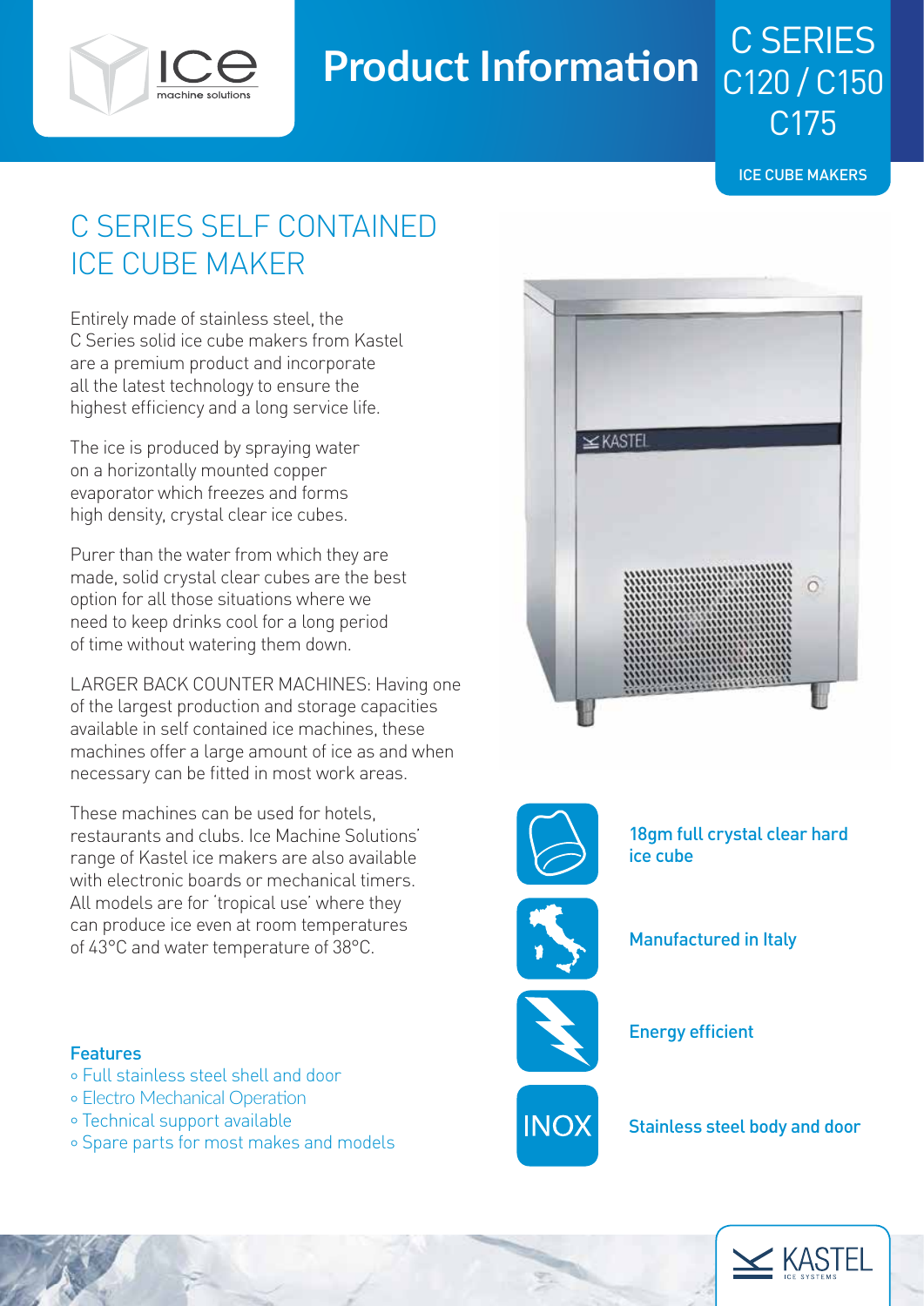# Product Information

## C SERIES C120 / C150 C175

ICE CUBE MAKERS

## C SERIES SELF CONTAINED ICE CUBE MAKER

Entirely made of stainless steel, the C Series solid ice cube makers from Kastel are a premium product and incorporate all the latest technology to ensure the highest efficiency and a long service life.

The ice is produced by spraying water on a horizontally mounted copper evaporator which freezes and forms high density, crystal clear ice cubes.

Purer than the water from which they are made, solid crystal clear cubes are the best option for all those situations where we need to keep drinks cool for a long period of time without watering them down.

LARGER BACK COUNTER MACHINES: Having one of the largest production and storage capacities available in self contained ice machines, these machines offer a large amount of ice as and when necessary can be fitted in most work areas.

These machines can be used for hotels, restaurants and clubs. Ice Machine Solutions' range of Kastel ice makers are also available with electronic boards or mechanical timers. All models are for 'tropical use' where they can produce ice even at room temperatures of 43°C and water temperature of 38°C.

### Features

- Full stainless steel shell and door
- Electro Mechanical Operation
- Technical support available
- Spare parts for most makes and models

18gm full crystal clear hard ice cube

Manufactured in Italy

Energy efficient

INOX — Stainless steel body and door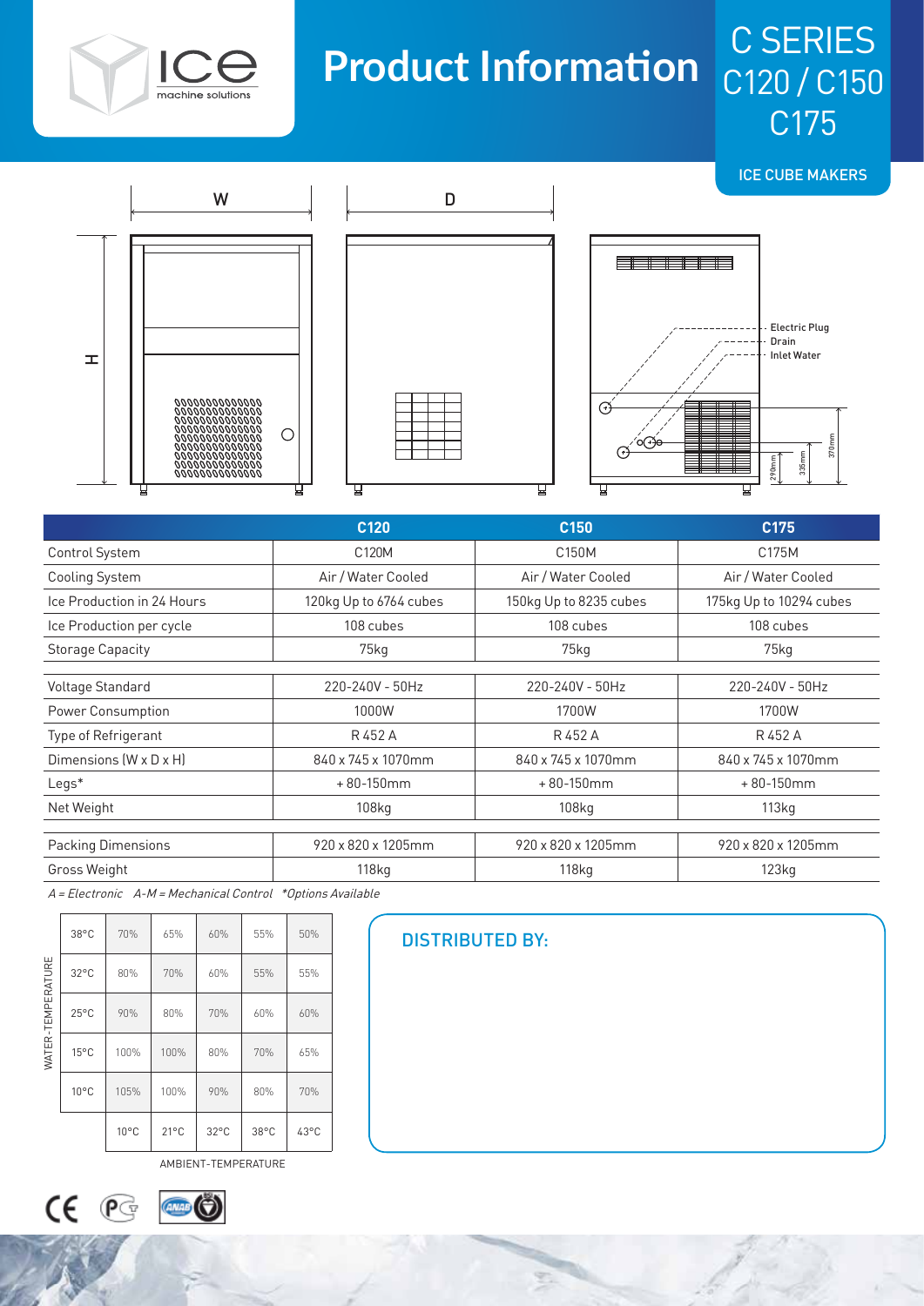# Product Information

## C SERIES C120 / C150 C175

ICE CUBE MAKERS

W

D

H

Electric Plug
Drain
Inlet Water

290mm
335mm
370mm

| | C120 | C150 | C175 |
|---|---|---|---|
| Control System | C120M | C150M | C175M |
| Cooling System | Air / Water Cooled | Air / Water Cooled | Air / Water Cooled |
| Ice Production in 24 Hours | 120kg Up to 6764 cubes | 150kg Up to 8235 cubes | 175kg Up to 10294 cubes |
| Ice Production per cycle | 108 cubes | 108 cubes | 108 cubes |
| Storage Capacity | 75kg | 75kg | 75kg |
| Voltage Standard | 220-240V - 50Hz | 220-240V - 50Hz | 220-240V - 50Hz |
| Power Consumption | 1000W | 1700W | 1700W |
| Type of Refrigerant | R 452 A | R 452 A | R 452 A |
| Dimensions (W x D x H) | 840 x 745 x 1070mm | 840 x 745 x 1070mm | 840 x 745 x 1070mm |
| Legs* | + 80-150mm | + 80-150mm | + 80-150mm |
| Net Weight | 108kg | 108kg | 113kg |
| Packing Dimensions | 920 x 820 x 1205mm | 920 x 820 x 1205mm | 920 x 820 x 1205mm |
| Gross Weight | 118kg | 118kg | 123kg |

*A = Electronic A-M = Mechanical Control \*Options Available*

| WATER-TEMPERATURE | | | | | |
|---|---|---|---|---|---|
| 38°C | 70% | 65% | 60% | 55% | 50% |
| 32°C | 80% | 70% | 60% | 55% | 55% |
| 25°C | 90% | 80% | 70% | 60% | 60% |
| 15°C | 100% | 100% | 80% | 70% | 65% |
| 10°C | 105% | 100% | 90% | 80% | 70% |
| | 10°C | 21°C | 32°C | 38°C | 43°C |

AMBIENT-TEMPERATURE

DISTRIBUTED BY: